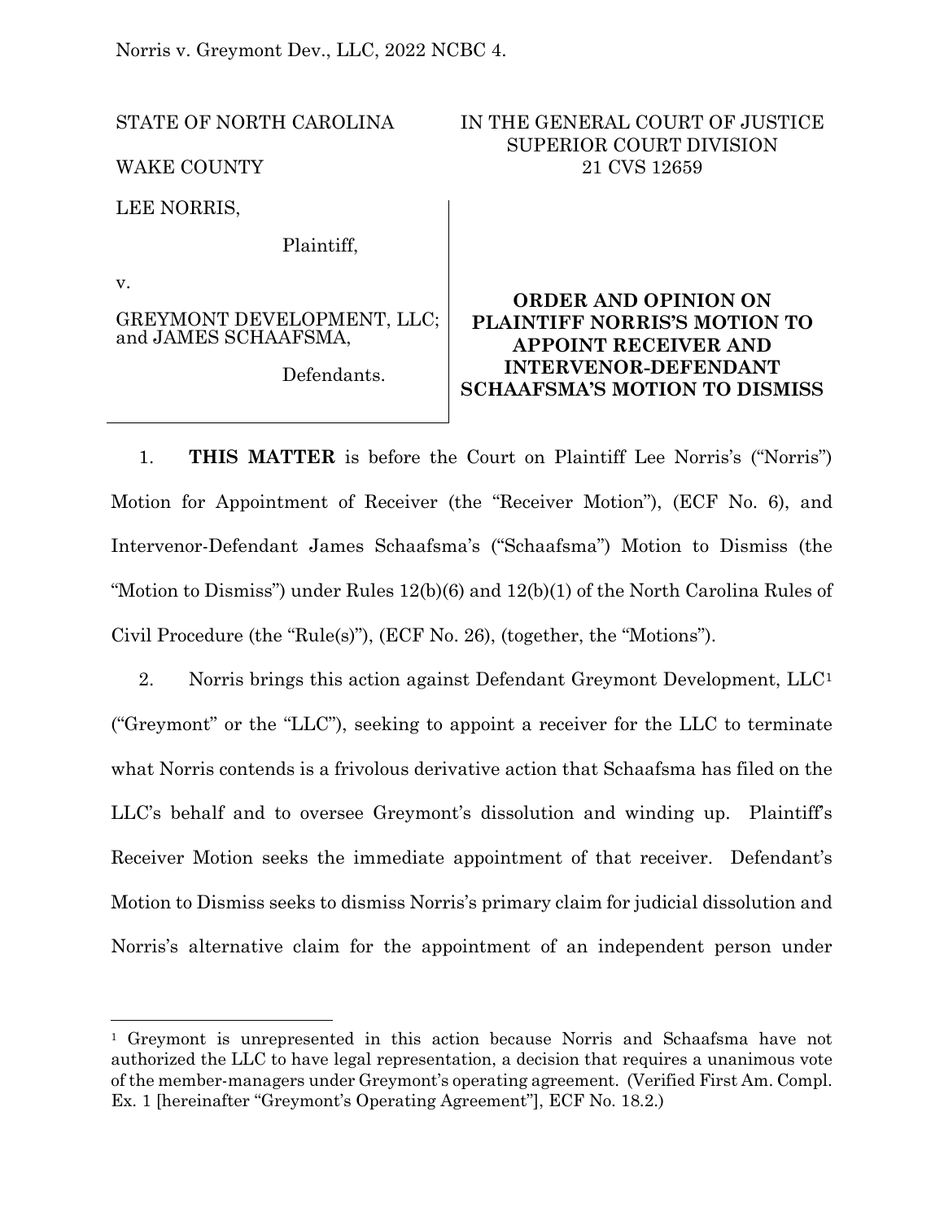Norris v. Greymont Dev., LLC, 2022 NCBC 4.

| STATE OF NORTH CAROLINA | IN THE GENERAL COURT OF JUSTICE SUPERIOR COURT DIVISION |
|---|---|
| WAKE COUNTY | 21 CVS 12659 |

LEE NORRIS,

Plaintiff,

v.

GREYMONT DEVELOPMENT, LLC; and JAMES SCHAAFSMA,

Defendants.

**ORDER AND OPINION ON PLAINTIFF NORRIS'S MOTION TO APPOINT RECEIVER AND INTERVENOR-DEFENDANT SCHAAFSMA'S MOTION TO DISMISS**

1. **THIS MATTER** is before the Court on Plaintiff Lee Norris's ("Norris") Motion for Appointment of Receiver (the "Receiver Motion"), (ECF No. 6), and Intervenor-Defendant James Schaafsma's ("Schaafsma") Motion to Dismiss (the "Motion to Dismiss") under Rules 12(b)(6) and 12(b)(1) of the North Carolina Rules of Civil Procedure (the "Rule(s)"), (ECF No. 26), (together, the "Motions").

2. Norris brings this action against Defendant Greymont Development, LLC[1] ("Greymont" or the "LLC"), seeking to appoint a receiver for the LLC to terminate what Norris contends is a frivolous derivative action that Schaafsma has filed on the LLC's behalf and to oversee Greymont's dissolution and winding up. Plaintiff's Receiver Motion seeks the immediate appointment of that receiver. Defendant's Motion to Dismiss seeks to dismiss Norris's primary claim for judicial dissolution and Norris's alternative claim for the appointment of an independent person under

[1] Greymont is unrepresented in this action because Norris and Schaafsma have not authorized the LLC to have legal representation, a decision that requires a unanimous vote of the member-managers under Greymont's operating agreement. (Verified First Am. Compl. Ex. 1 [hereinafter "Greymont's Operating Agreement"], ECF No. 18.2.)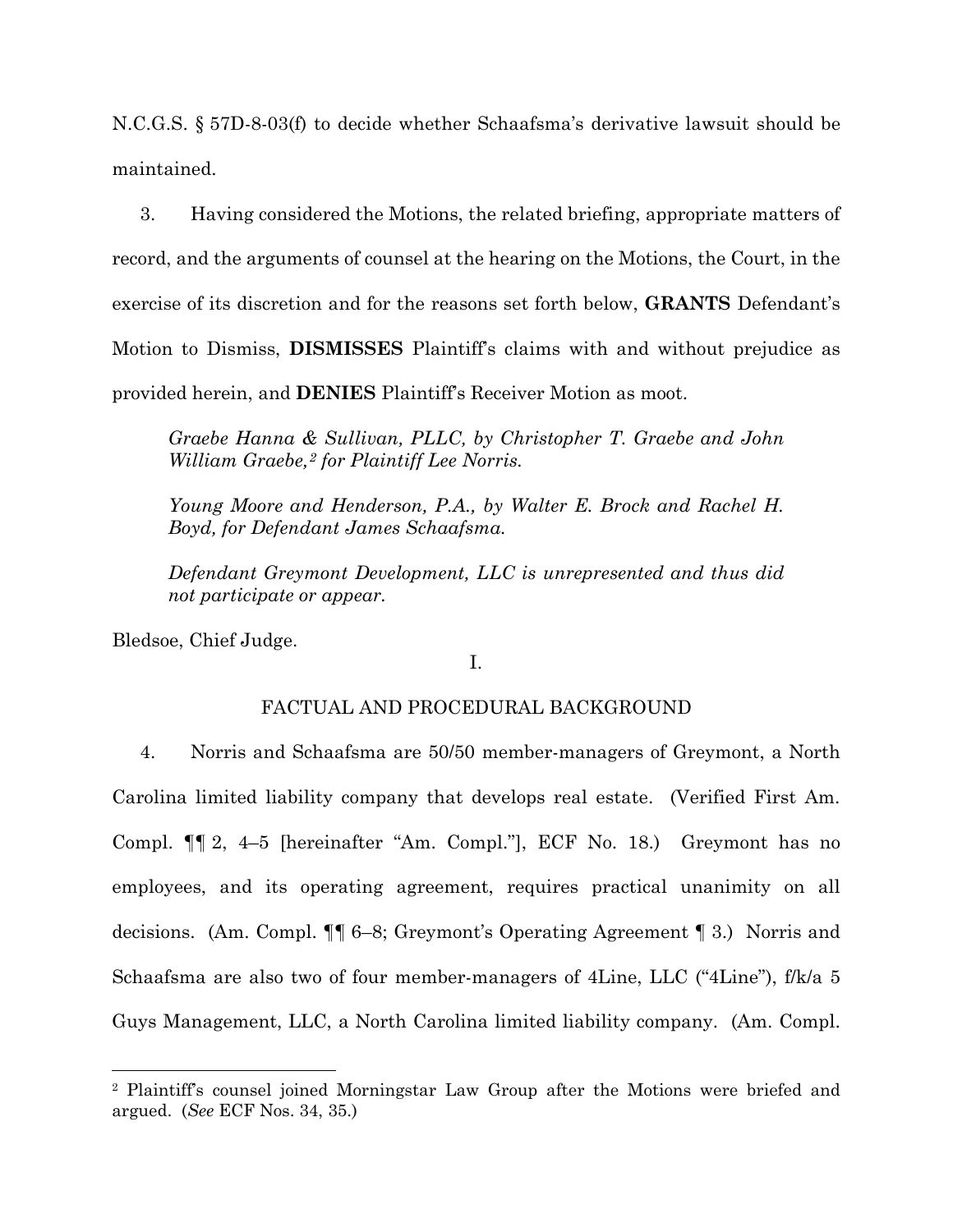N.C.G.S. § 57D-8-03(f) to decide whether Schaafsma's derivative lawsuit should be maintained.

3. Having considered the Motions, the related briefing, appropriate matters of record, and the arguments of counsel at the hearing on the Motions, the Court, in the exercise of its discretion and for the reasons set forth below, **GRANTS** Defendant's Motion to Dismiss, **DISMISSES** Plaintiff's claims with and without prejudice as provided herein, and **DENIES** Plaintiff's Receiver Motion as moot.

> *Graebe Hanna & Sullivan, PLLC, by Christopher T. Graebe and John William Graebe,*[2] *for Plaintiff Lee Norris.*
>
> *Young Moore and Henderson, P.A., by Walter E. Brock and Rachel H. Boyd, for Defendant James Schaafsma.*
>
> *Defendant Greymont Development, LLC is unrepresented and thus did not participate or appear.*

Bledsoe, Chief Judge.

## I.

## FACTUAL AND PROCEDURAL BACKGROUND

4. Norris and Schaafsma are 50/50 member-managers of Greymont, a North Carolina limited liability company that develops real estate. (Verified First Am. Compl. ¶¶ 2, 4–5 [hereinafter "Am. Compl."], ECF No. 18.) Greymont has no employees, and its operating agreement, requires practical unanimity on all decisions. (Am. Compl. ¶¶ 6–8; Greymont's Operating Agreement ¶ 3.) Norris and Schaafsma are also two of four member-managers of 4Line, LLC ("4Line"), f/k/a 5 Guys Management, LLC, a North Carolina limited liability company. (Am. Compl.

---

[2] Plaintiff's counsel joined Morningstar Law Group after the Motions were briefed and argued. (*See* ECF Nos. 34, 35.)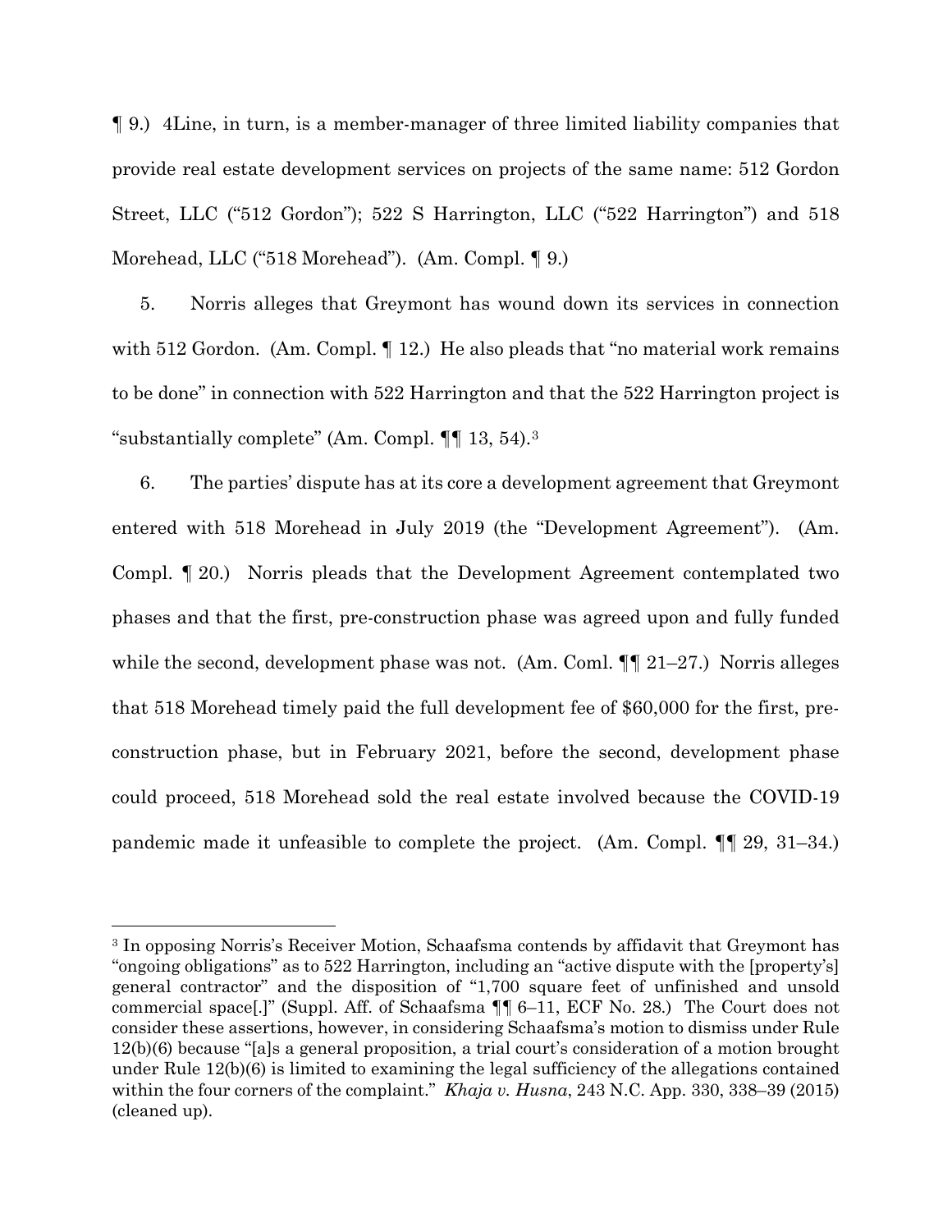¶ 9.) 4Line, in turn, is a member-manager of three limited liability companies that provide real estate development services on projects of the same name: 512 Gordon Street, LLC ("512 Gordon"); 522 S Harrington, LLC ("522 Harrington") and 518 Morehead, LLC ("518 Morehead"). (Am. Compl. ¶ 9.)

5. Norris alleges that Greymont has wound down its services in connection with 512 Gordon. (Am. Compl. ¶ 12.) He also pleads that "no material work remains to be done" in connection with 522 Harrington and that the 522 Harrington project is "substantially complete" (Am. Compl. ¶¶ 13, 54).[3]

6. The parties' dispute has at its core a development agreement that Greymont entered with 518 Morehead in July 2019 (the "Development Agreement"). (Am. Compl. ¶ 20.) Norris pleads that the Development Agreement contemplated two phases and that the first, pre-construction phase was agreed upon and fully funded while the second, development phase was not. (Am. Coml. ¶¶ 21–27.) Norris alleges that 518 Morehead timely paid the full development fee of $60,000 for the first, pre-construction phase, but in February 2021, before the second, development phase could proceed, 518 Morehead sold the real estate involved because the COVID-19 pandemic made it unfeasible to complete the project. (Am. Compl. ¶¶ 29, 31–34.)

---

[3] In opposing Norris's Receiver Motion, Schaafsma contends by affidavit that Greymont has "ongoing obligations" as to 522 Harrington, including an "active dispute with the [property's] general contractor" and the disposition of "1,700 square feet of unfinished and unsold commercial space[.]" (Suppl. Aff. of Schaafsma ¶¶ 6–11, ECF No. 28.) The Court does not consider these assertions, however, in considering Schaafsma's motion to dismiss under Rule 12(b)(6) because "[a]s a general proposition, a trial court's consideration of a motion brought under Rule 12(b)(6) is limited to examining the legal sufficiency of the allegations contained within the four corners of the complaint." *Khaja v. Husna*, 243 N.C. App. 330, 338–39 (2015) (cleaned up).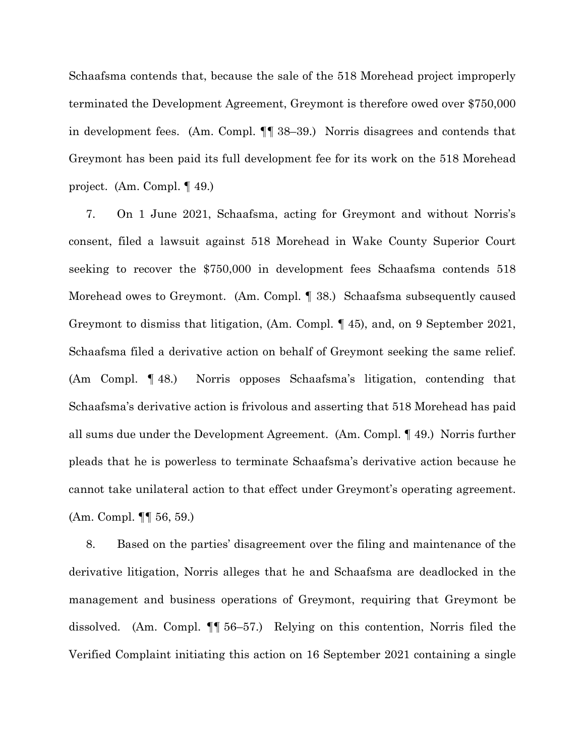Schaafsma contends that, because the sale of the 518 Morehead project improperly terminated the Development Agreement, Greymont is therefore owed over $750,000 in development fees. (Am. Compl. ¶¶ 38–39.) Norris disagrees and contends that Greymont has been paid its full development fee for its work on the 518 Morehead project. (Am. Compl. ¶ 49.)

7. On 1 June 2021, Schaafsma, acting for Greymont and without Norris's consent, filed a lawsuit against 518 Morehead in Wake County Superior Court seeking to recover the $750,000 in development fees Schaafsma contends 518 Morehead owes to Greymont. (Am. Compl. ¶ 38.) Schaafsma subsequently caused Greymont to dismiss that litigation, (Am. Compl. ¶ 45), and, on 9 September 2021, Schaafsma filed a derivative action on behalf of Greymont seeking the same relief. (Am Compl. ¶ 48.) Norris opposes Schaafsma's litigation, contending that Schaafsma's derivative action is frivolous and asserting that 518 Morehead has paid all sums due under the Development Agreement. (Am. Compl. ¶ 49.) Norris further pleads that he is powerless to terminate Schaafsma's derivative action because he cannot take unilateral action to that effect under Greymont's operating agreement. (Am. Compl. ¶¶ 56, 59.)

8. Based on the parties' disagreement over the filing and maintenance of the derivative litigation, Norris alleges that he and Schaafsma are deadlocked in the management and business operations of Greymont, requiring that Greymont be dissolved. (Am. Compl. ¶¶ 56–57.) Relying on this contention, Norris filed the Verified Complaint initiating this action on 16 September 2021 containing a single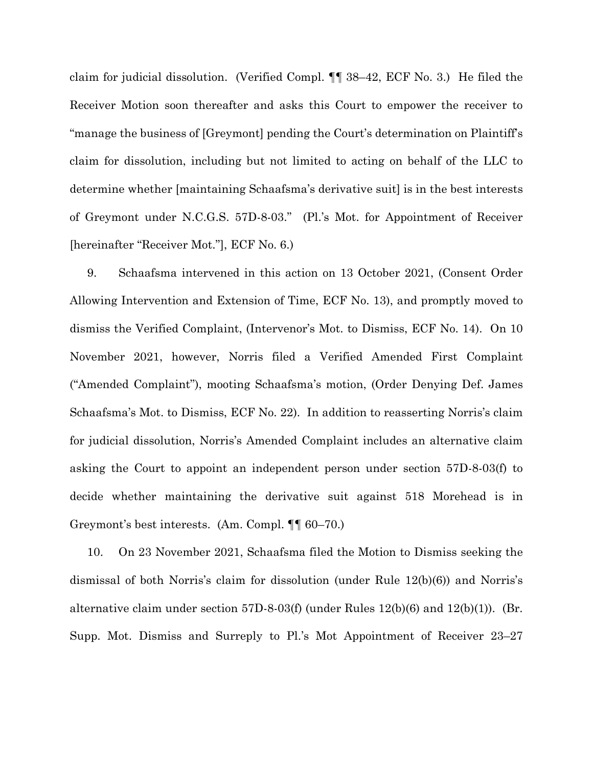claim for judicial dissolution. (Verified Compl. ¶¶ 38–42, ECF No. 3.) He filed the Receiver Motion soon thereafter and asks this Court to empower the receiver to "manage the business of [Greymont] pending the Court's determination on Plaintiff's claim for dissolution, including but not limited to acting on behalf of the LLC to determine whether [maintaining Schaafsma's derivative suit] is in the best interests of Greymont under N.C.G.S. 57D-8-03." (Pl.'s Mot. for Appointment of Receiver [hereinafter "Receiver Mot."], ECF No. 6.)

9. Schaafsma intervened in this action on 13 October 2021, (Consent Order Allowing Intervention and Extension of Time, ECF No. 13), and promptly moved to dismiss the Verified Complaint, (Intervenor's Mot. to Dismiss, ECF No. 14). On 10 November 2021, however, Norris filed a Verified Amended First Complaint ("Amended Complaint"), mooting Schaafsma's motion, (Order Denying Def. James Schaafsma's Mot. to Dismiss, ECF No. 22). In addition to reasserting Norris's claim for judicial dissolution, Norris's Amended Complaint includes an alternative claim asking the Court to appoint an independent person under section 57D-8-03(f) to decide whether maintaining the derivative suit against 518 Morehead is in Greymont's best interests. (Am. Compl. ¶¶ 60–70.)

10. On 23 November 2021, Schaafsma filed the Motion to Dismiss seeking the dismissal of both Norris's claim for dissolution (under Rule 12(b)(6)) and Norris's alternative claim under section 57D-8-03(f) (under Rules 12(b)(6) and 12(b)(1)). (Br. Supp. Mot. Dismiss and Surreply to Pl.'s Mot Appointment of Receiver 23–27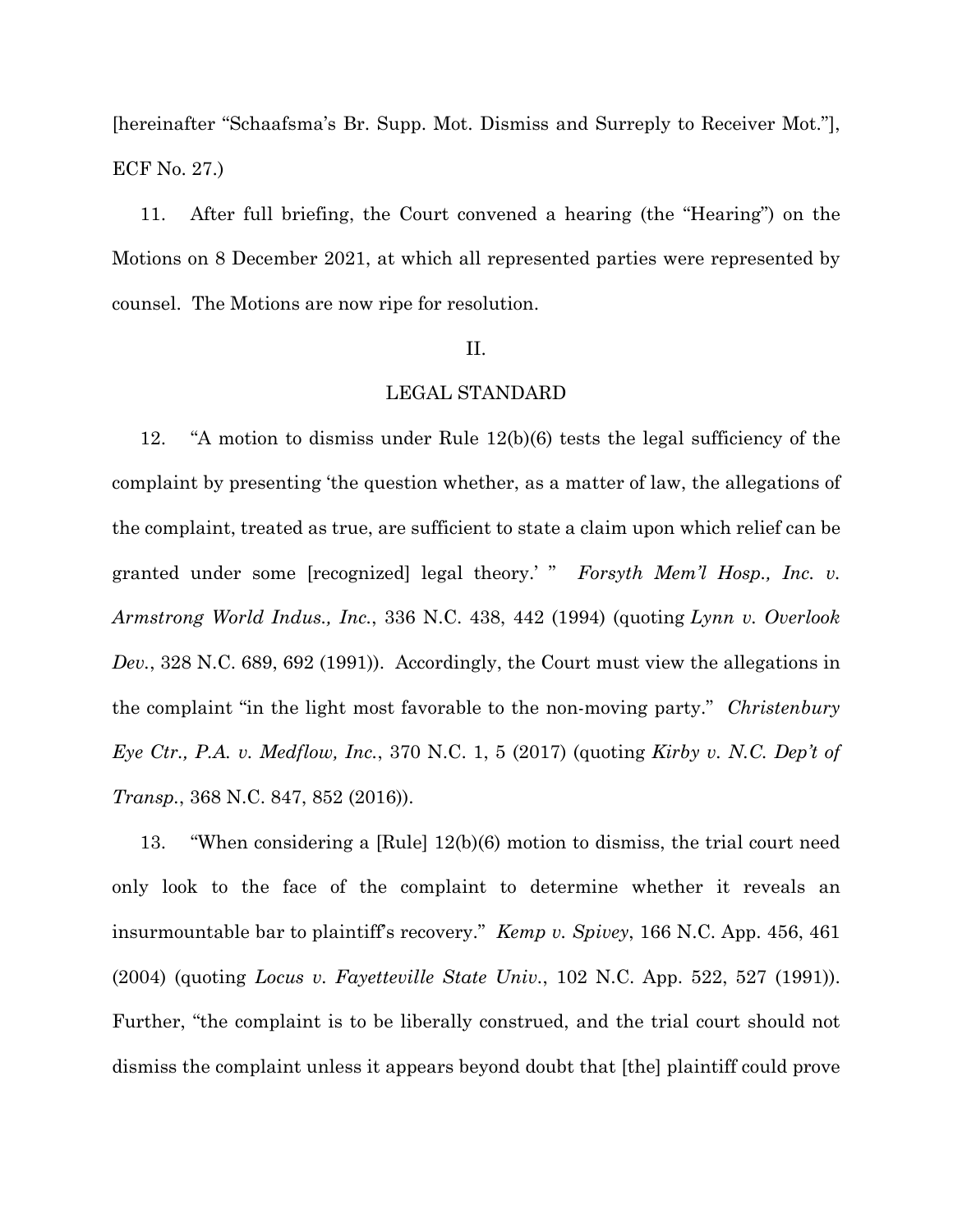[hereinafter "Schaafsma's Br. Supp. Mot. Dismiss and Surreply to Receiver Mot."], ECF No. 27.)

11. After full briefing, the Court convened a hearing (the "Hearing") on the Motions on 8 December 2021, at which all represented parties were represented by counsel. The Motions are now ripe for resolution.

## II.

## LEGAL STANDARD

12. "A motion to dismiss under Rule 12(b)(6) tests the legal sufficiency of the complaint by presenting 'the question whether, as a matter of law, the allegations of the complaint, treated as true, are sufficient to state a claim upon which relief can be granted under some [recognized] legal theory.' " *Forsyth Mem'l Hosp., Inc. v. Armstrong World Indus., Inc.*, 336 N.C. 438, 442 (1994) (quoting *Lynn v. Overlook Dev.*, 328 N.C. 689, 692 (1991)). Accordingly, the Court must view the allegations in the complaint "in the light most favorable to the non-moving party." *Christenbury Eye Ctr., P.A. v. Medflow, Inc.*, 370 N.C. 1, 5 (2017) (quoting *Kirby v. N.C. Dep't of Transp.*, 368 N.C. 847, 852 (2016)).

13. "When considering a [Rule] 12(b)(6) motion to dismiss, the trial court need only look to the face of the complaint to determine whether it reveals an insurmountable bar to plaintiff's recovery." *Kemp v. Spivey*, 166 N.C. App. 456, 461 (2004) (quoting *Locus v. Fayetteville State Univ.*, 102 N.C. App. 522, 527 (1991)). Further, "the complaint is to be liberally construed, and the trial court should not dismiss the complaint unless it appears beyond doubt that [the] plaintiff could prove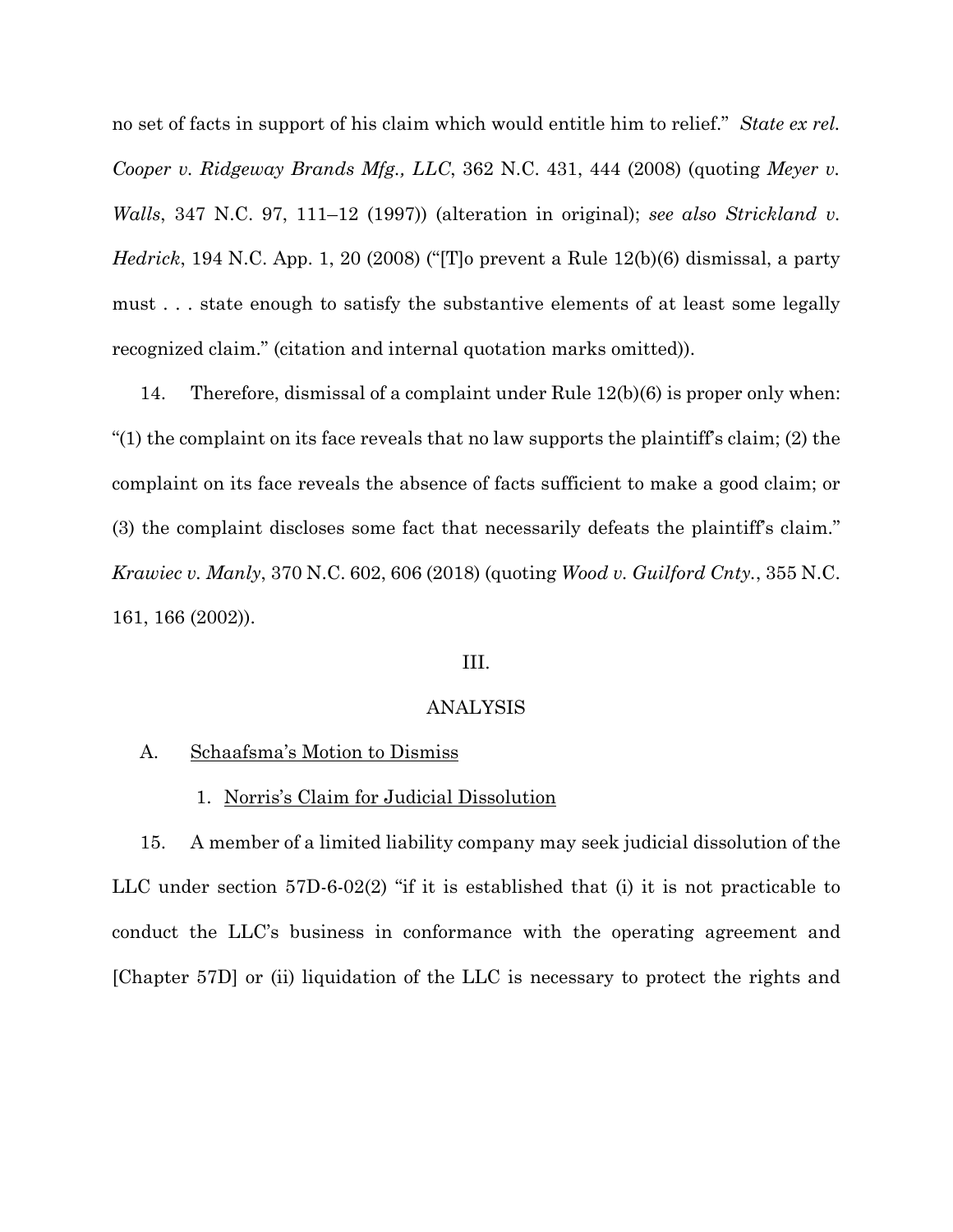no set of facts in support of his claim which would entitle him to relief." *State ex rel. Cooper v. Ridgeway Brands Mfg., LLC*, 362 N.C. 431, 444 (2008) (quoting *Meyer v. Walls*, 347 N.C. 97, 111–12 (1997)) (alteration in original); *see also Strickland v. Hedrick*, 194 N.C. App. 1, 20 (2008) ("[T]o prevent a Rule 12(b)(6) dismissal, a party must . . . state enough to satisfy the substantive elements of at least some legally recognized claim." (citation and internal quotation marks omitted)).

14. Therefore, dismissal of a complaint under Rule 12(b)(6) is proper only when: "(1) the complaint on its face reveals that no law supports the plaintiff's claim; (2) the complaint on its face reveals the absence of facts sufficient to make a good claim; or (3) the complaint discloses some fact that necessarily defeats the plaintiff's claim." *Krawiec v. Manly*, 370 N.C. 602, 606 (2018) (quoting *Wood v. Guilford Cnty.*, 355 N.C. 161, 166 (2002)).

## III.

## ANALYSIS

### A. Schaafsma's Motion to Dismiss

#### 1. Norris's Claim for Judicial Dissolution

15. A member of a limited liability company may seek judicial dissolution of the LLC under section 57D-6-02(2) "if it is established that (i) it is not practicable to conduct the LLC's business in conformance with the operating agreement and [Chapter 57D] or (ii) liquidation of the LLC is necessary to protect the rights and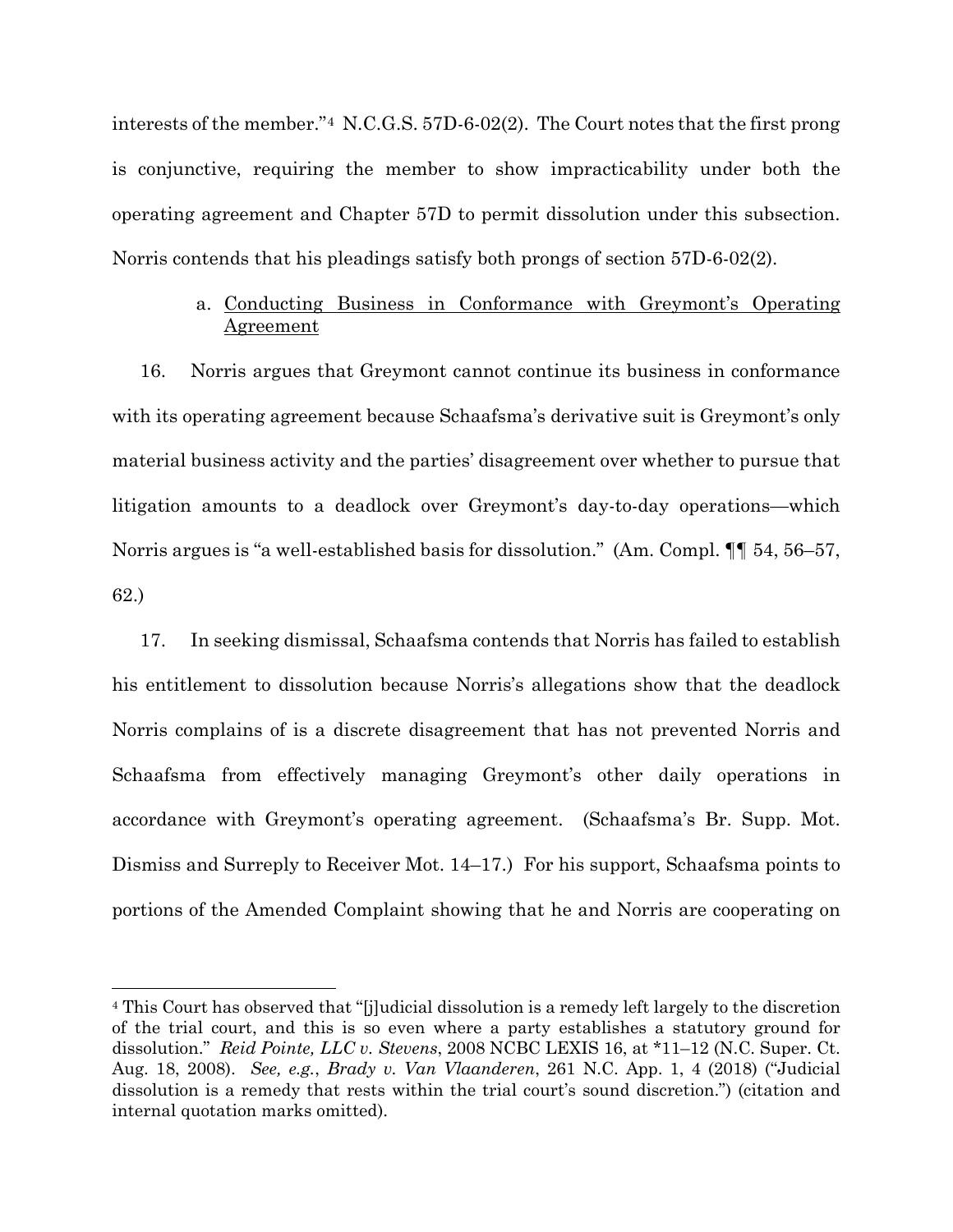interests of the member."[4] N.C.G.S. 57D-6-02(2). The Court notes that the first prong is conjunctive, requiring the member to show impracticability under both the operating agreement and Chapter 57D to permit dissolution under this subsection. Norris contends that his pleadings satisfy both prongs of section 57D-6-02(2).

a. Conducting Business in Conformance with Greymont's Operating Agreement

16. Norris argues that Greymont cannot continue its business in conformance with its operating agreement because Schaafsma's derivative suit is Greymont's only material business activity and the parties' disagreement over whether to pursue that litigation amounts to a deadlock over Greymont's day-to-day operations—which Norris argues is "a well-established basis for dissolution." (Am. Compl. ¶¶ 54, 56–57, 62.)

17. In seeking dismissal, Schaafsma contends that Norris has failed to establish his entitlement to dissolution because Norris's allegations show that the deadlock Norris complains of is a discrete disagreement that has not prevented Norris and Schaafsma from effectively managing Greymont's other daily operations in accordance with Greymont's operating agreement. (Schaafsma's Br. Supp. Mot. Dismiss and Surreply to Receiver Mot. 14–17.) For his support, Schaafsma points to portions of the Amended Complaint showing that he and Norris are cooperating on

[4] This Court has observed that "[j]udicial dissolution is a remedy left largely to the discretion of the trial court, and this is so even where a party establishes a statutory ground for dissolution." *Reid Pointe, LLC v. Stevens*, 2008 NCBC LEXIS 16, at *11–12 (N.C. Super. Ct. Aug. 18, 2008). *See, e.g.*, *Brady v. Van Vlaanderen*, 261 N.C. App. 1, 4 (2018) ("Judicial dissolution is a remedy that rests within the trial court's sound discretion.") (citation and internal quotation marks omitted).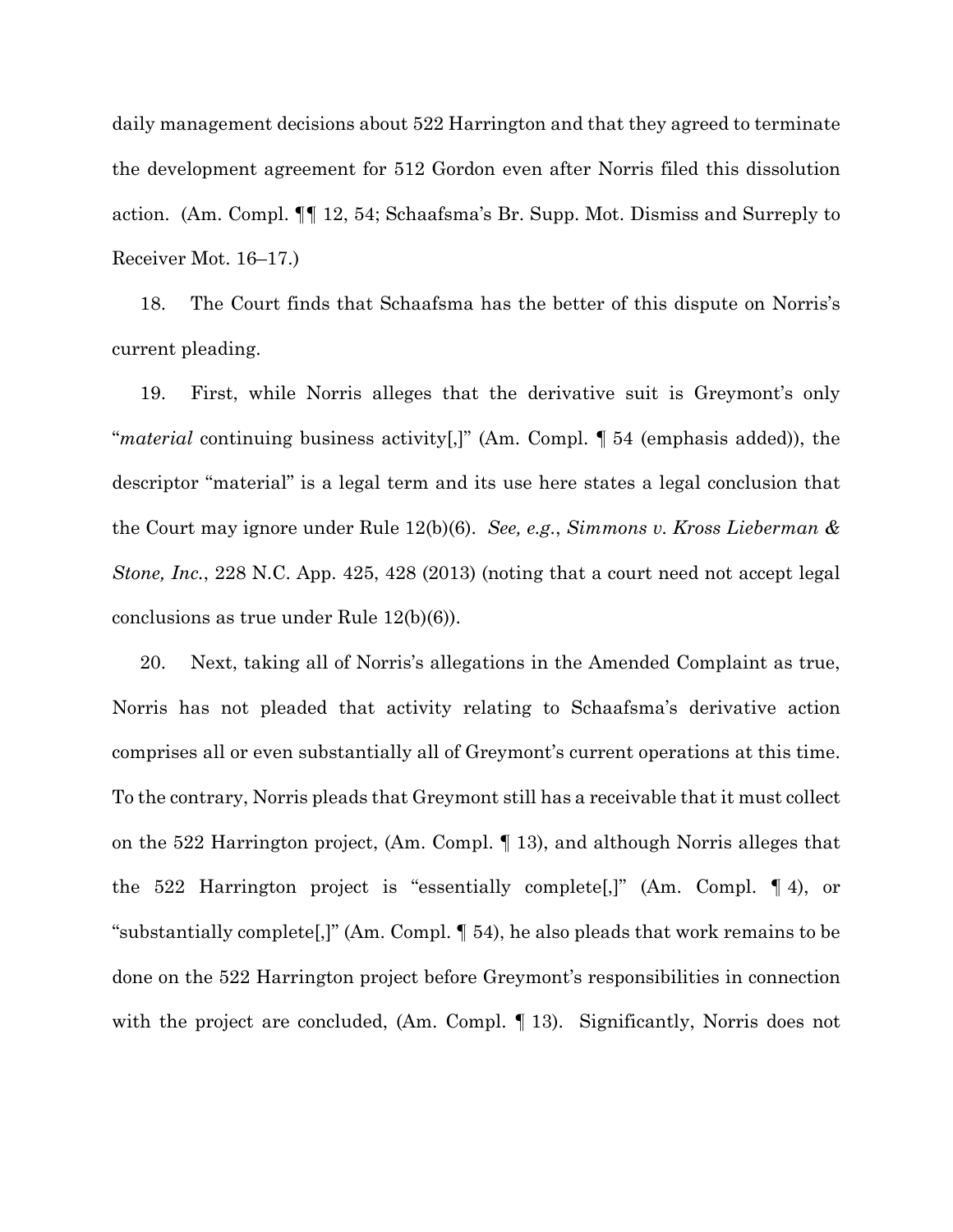daily management decisions about 522 Harrington and that they agreed to terminate the development agreement for 512 Gordon even after Norris filed this dissolution action. (Am. Compl. ¶¶ 12, 54; Schaafsma's Br. Supp. Mot. Dismiss and Surreply to Receiver Mot. 16–17.)

18. The Court finds that Schaafsma has the better of this dispute on Norris's current pleading.

19. First, while Norris alleges that the derivative suit is Greymont's only "*material* continuing business activity[,]" (Am. Compl. ¶ 54 (emphasis added)), the descriptor "material" is a legal term and its use here states a legal conclusion that the Court may ignore under Rule 12(b)(6). *See, e.g.*, *Simmons v. Kross Lieberman & Stone, Inc.*, 228 N.C. App. 425, 428 (2013) (noting that a court need not accept legal conclusions as true under Rule 12(b)(6)).

20. Next, taking all of Norris's allegations in the Amended Complaint as true, Norris has not pleaded that activity relating to Schaafsma's derivative action comprises all or even substantially all of Greymont's current operations at this time. To the contrary, Norris pleads that Greymont still has a receivable that it must collect on the 522 Harrington project, (Am. Compl. ¶ 13), and although Norris alleges that the 522 Harrington project is "essentially complete[,]" (Am. Compl. ¶ 4), or "substantially complete[,]" (Am. Compl. ¶ 54), he also pleads that work remains to be done on the 522 Harrington project before Greymont's responsibilities in connection with the project are concluded, (Am. Compl. ¶ 13). Significantly, Norris does not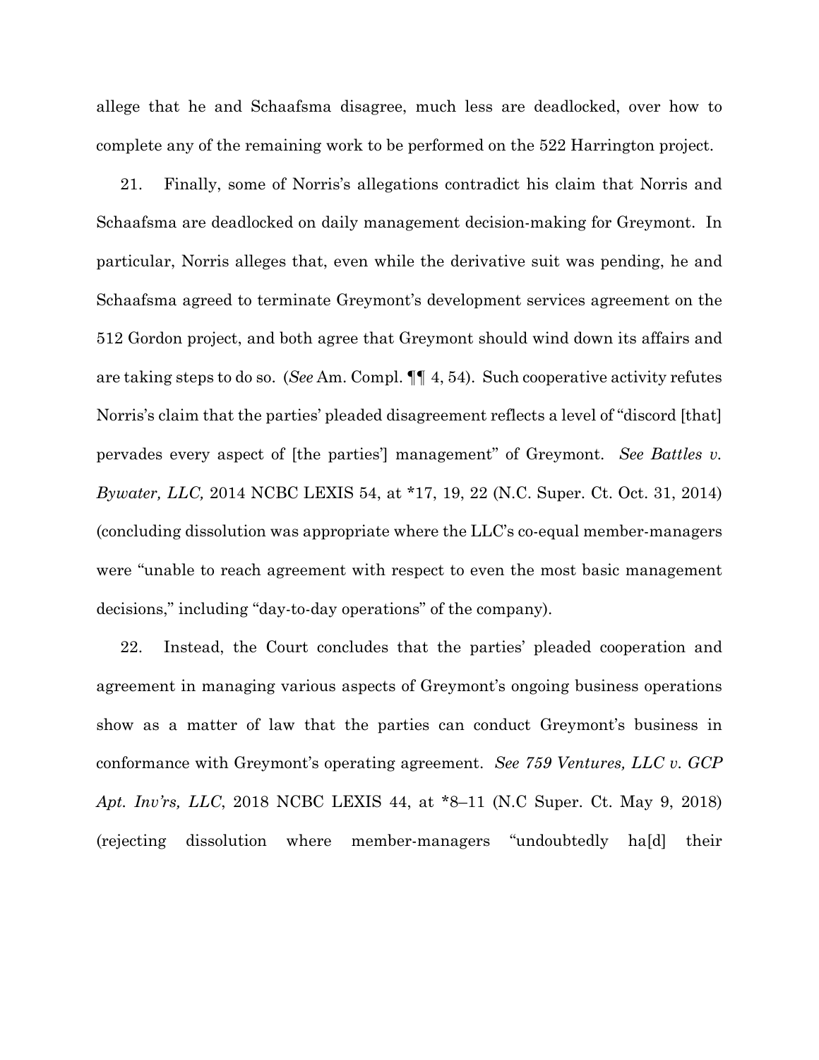allege that he and Schaafsma disagree, much less are deadlocked, over how to complete any of the remaining work to be performed on the 522 Harrington project.

21. Finally, some of Norris's allegations contradict his claim that Norris and Schaafsma are deadlocked on daily management decision-making for Greymont. In particular, Norris alleges that, even while the derivative suit was pending, he and Schaafsma agreed to terminate Greymont's development services agreement on the 512 Gordon project, and both agree that Greymont should wind down its affairs and are taking steps to do so. (*See* Am. Compl. ¶¶ 4, 54). Such cooperative activity refutes Norris's claim that the parties' pleaded disagreement reflects a level of "discord [that] pervades every aspect of [the parties'] management" of Greymont. *See Battles v. Bywater, LLC,* 2014 NCBC LEXIS 54, at *17, 19, 22 (N.C. Super. Ct. Oct. 31, 2014) (concluding dissolution was appropriate where the LLC's co-equal member-managers were "unable to reach agreement with respect to even the most basic management decisions," including "day-to-day operations" of the company).

22. Instead, the Court concludes that the parties' pleaded cooperation and agreement in managing various aspects of Greymont's ongoing business operations show as a matter of law that the parties can conduct Greymont's business in conformance with Greymont's operating agreement. *See 759 Ventures, LLC v. GCP Apt. Inv'rs, LLC*, 2018 NCBC LEXIS 44, at *8–11 (N.C Super. Ct. May 9, 2018) (rejecting dissolution where member-managers "undoubtedly ha[d] their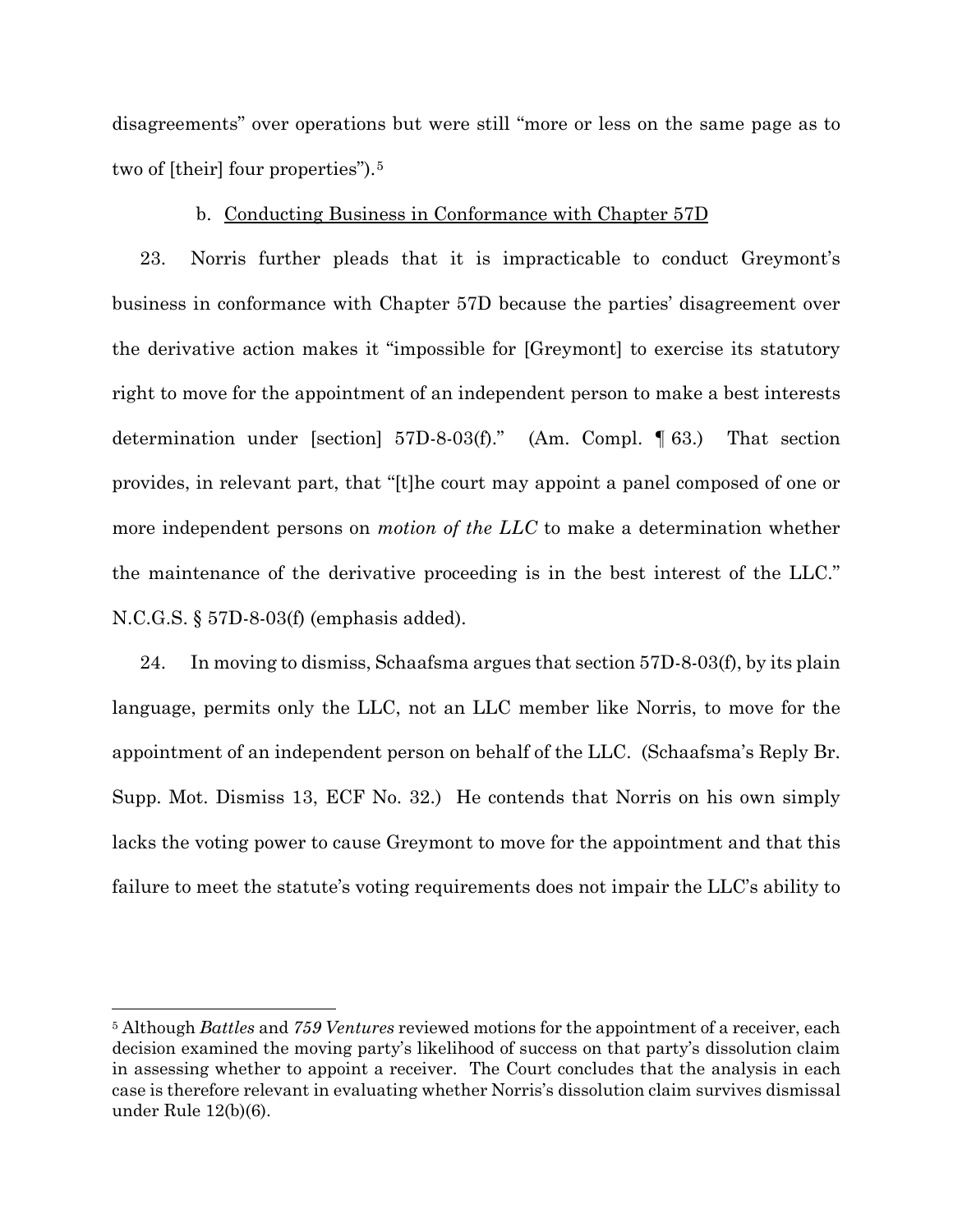disagreements" over operations but were still "more or less on the same page as to two of [their] four properties").[5]

b. Conducting Business in Conformance with Chapter 57D

23. Norris further pleads that it is impracticable to conduct Greymont's business in conformance with Chapter 57D because the parties' disagreement over the derivative action makes it "impossible for [Greymont] to exercise its statutory right to move for the appointment of an independent person to make a best interests determination under [section] 57D-8-03(f)." (Am. Compl. ¶ 63.) That section provides, in relevant part, that "[t]he court may appoint a panel composed of one or more independent persons on *motion of the LLC* to make a determination whether the maintenance of the derivative proceeding is in the best interest of the LLC." N.C.G.S. § 57D-8-03(f) (emphasis added).

24. In moving to dismiss, Schaafsma argues that section 57D-8-03(f), by its plain language, permits only the LLC, not an LLC member like Norris, to move for the appointment of an independent person on behalf of the LLC. (Schaafsma's Reply Br. Supp. Mot. Dismiss 13, ECF No. 32.) He contends that Norris on his own simply lacks the voting power to cause Greymont to move for the appointment and that this failure to meet the statute's voting requirements does not impair the LLC's ability to

[5] Although *Battles* and *759 Ventures* reviewed motions for the appointment of a receiver, each decision examined the moving party's likelihood of success on that party's dissolution claim in assessing whether to appoint a receiver. The Court concludes that the analysis in each case is therefore relevant in evaluating whether Norris's dissolution claim survives dismissal under Rule 12(b)(6).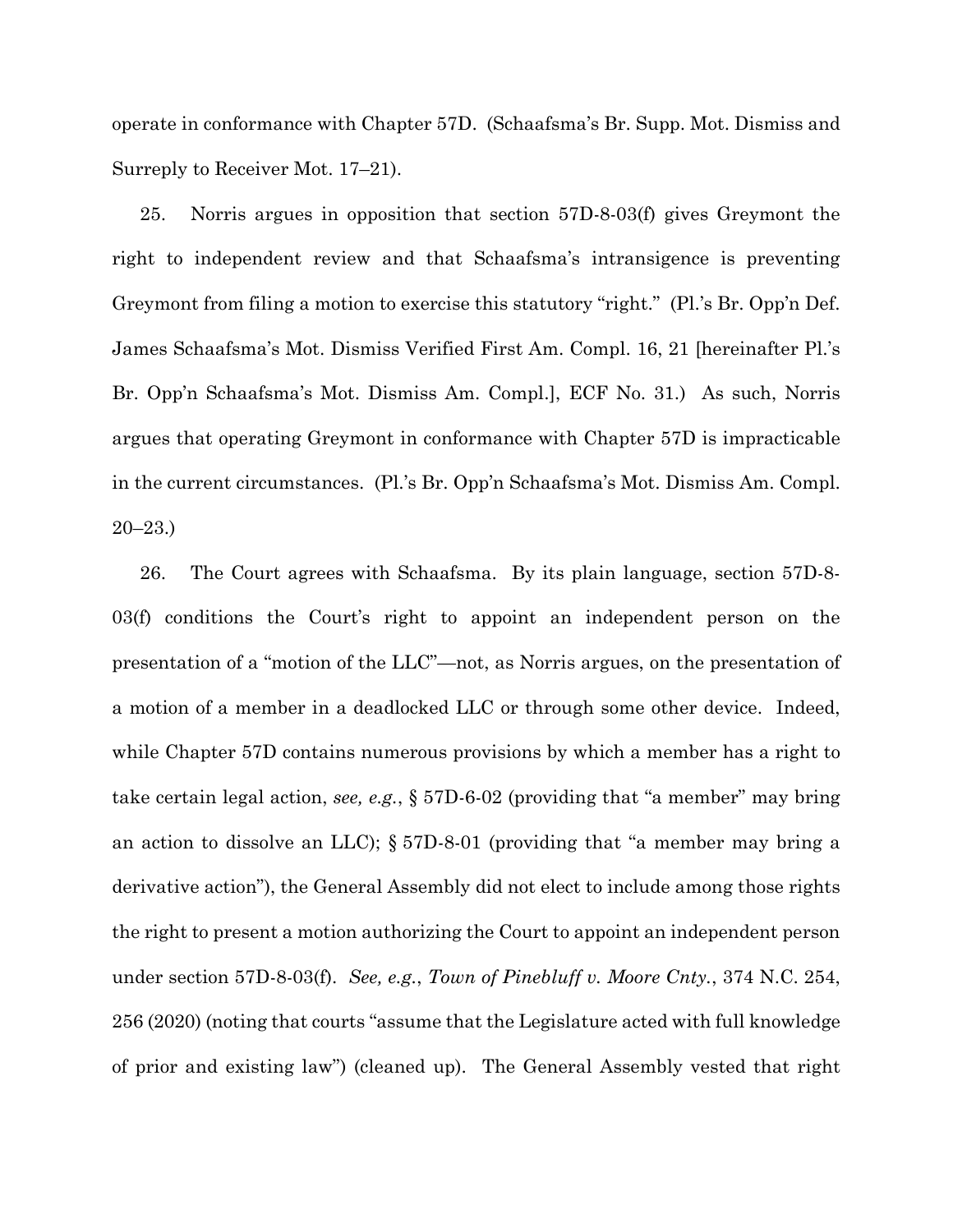operate in conformance with Chapter 57D. (Schaafsma's Br. Supp. Mot. Dismiss and Surreply to Receiver Mot. 17–21).

25. Norris argues in opposition that section 57D-8-03(f) gives Greymont the right to independent review and that Schaafsma's intransigence is preventing Greymont from filing a motion to exercise this statutory "right." (Pl.'s Br. Opp'n Def. James Schaafsma's Mot. Dismiss Verified First Am. Compl. 16, 21 [hereinafter Pl.'s Br. Opp'n Schaafsma's Mot. Dismiss Am. Compl.], ECF No. 31.) As such, Norris argues that operating Greymont in conformance with Chapter 57D is impracticable in the current circumstances. (Pl.'s Br. Opp'n Schaafsma's Mot. Dismiss Am. Compl. 20–23.)

26. The Court agrees with Schaafsma. By its plain language, section 57D-8-03(f) conditions the Court's right to appoint an independent person on the presentation of a "motion of the LLC"—not, as Norris argues, on the presentation of a motion of a member in a deadlocked LLC or through some other device. Indeed, while Chapter 57D contains numerous provisions by which a member has a right to take certain legal action, *see, e.g.*, § 57D-6-02 (providing that "a member" may bring an action to dissolve an LLC); § 57D-8-01 (providing that "a member may bring a derivative action"), the General Assembly did not elect to include among those rights the right to present a motion authorizing the Court to appoint an independent person under section 57D-8-03(f). *See, e.g.*, *Town of Pinebluff v. Moore Cnty.*, 374 N.C. 254, 256 (2020) (noting that courts "assume that the Legislature acted with full knowledge of prior and existing law") (cleaned up). The General Assembly vested that right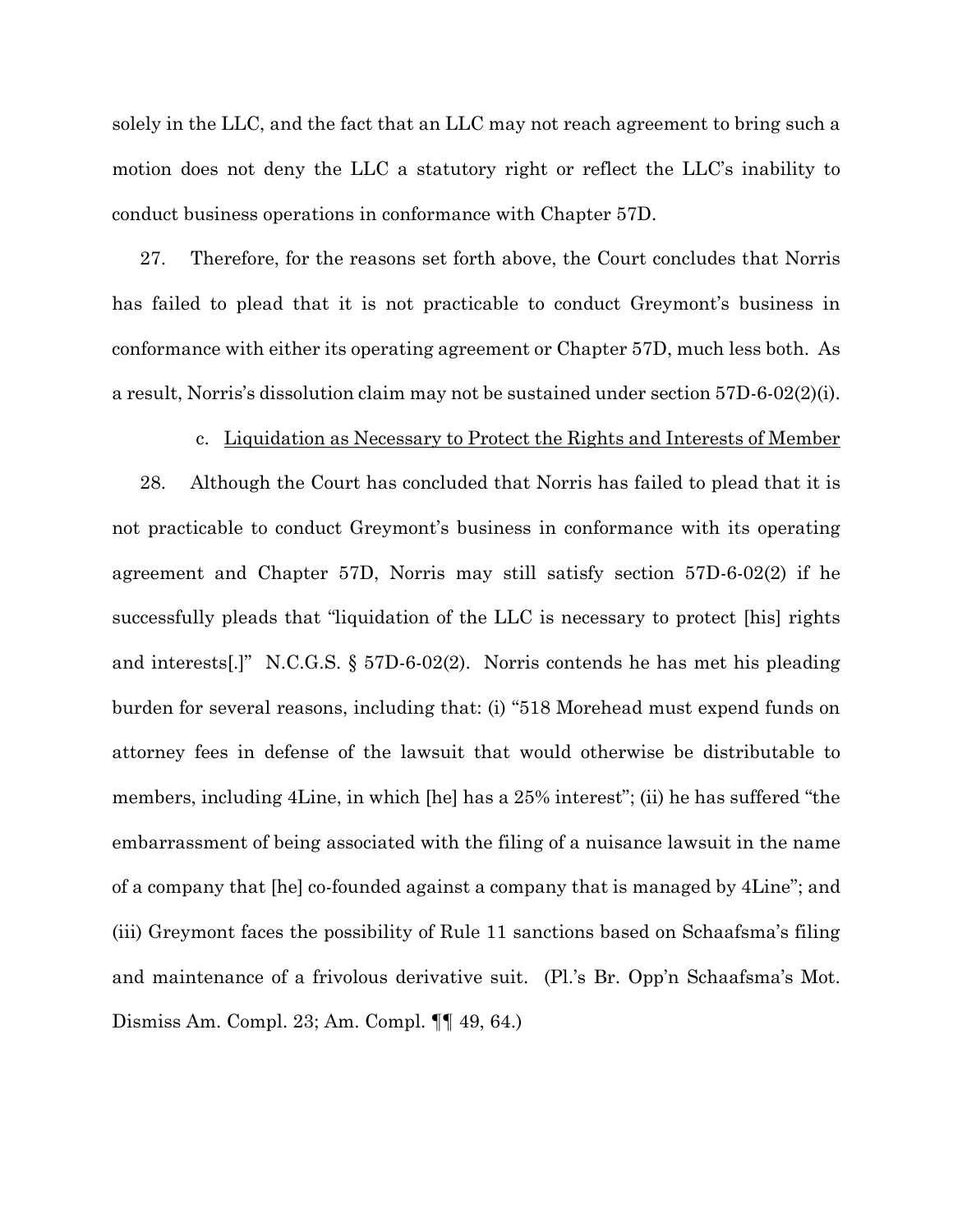solely in the LLC, and the fact that an LLC may not reach agreement to bring such a motion does not deny the LLC a statutory right or reflect the LLC's inability to conduct business operations in conformance with Chapter 57D.

27. Therefore, for the reasons set forth above, the Court concludes that Norris has failed to plead that it is not practicable to conduct Greymont's business in conformance with either its operating agreement or Chapter 57D, much less both. As a result, Norris's dissolution claim may not be sustained under section 57D-6-02(2)(i).

c. Liquidation as Necessary to Protect the Rights and Interests of Member

28. Although the Court has concluded that Norris has failed to plead that it is not practicable to conduct Greymont's business in conformance with its operating agreement and Chapter 57D, Norris may still satisfy section 57D-6-02(2) if he successfully pleads that "liquidation of the LLC is necessary to protect [his] rights and interests[.]" N.C.G.S. § 57D-6-02(2). Norris contends he has met his pleading burden for several reasons, including that: (i) "518 Morehead must expend funds on attorney fees in defense of the lawsuit that would otherwise be distributable to members, including 4Line, in which [he] has a 25% interest"; (ii) he has suffered "the embarrassment of being associated with the filing of a nuisance lawsuit in the name of a company that [he] co-founded against a company that is managed by 4Line"; and (iii) Greymont faces the possibility of Rule 11 sanctions based on Schaafsma's filing and maintenance of a frivolous derivative suit. (Pl.'s Br. Opp'n Schaafsma's Mot. Dismiss Am. Compl. 23; Am. Compl. ¶¶ 49, 64.)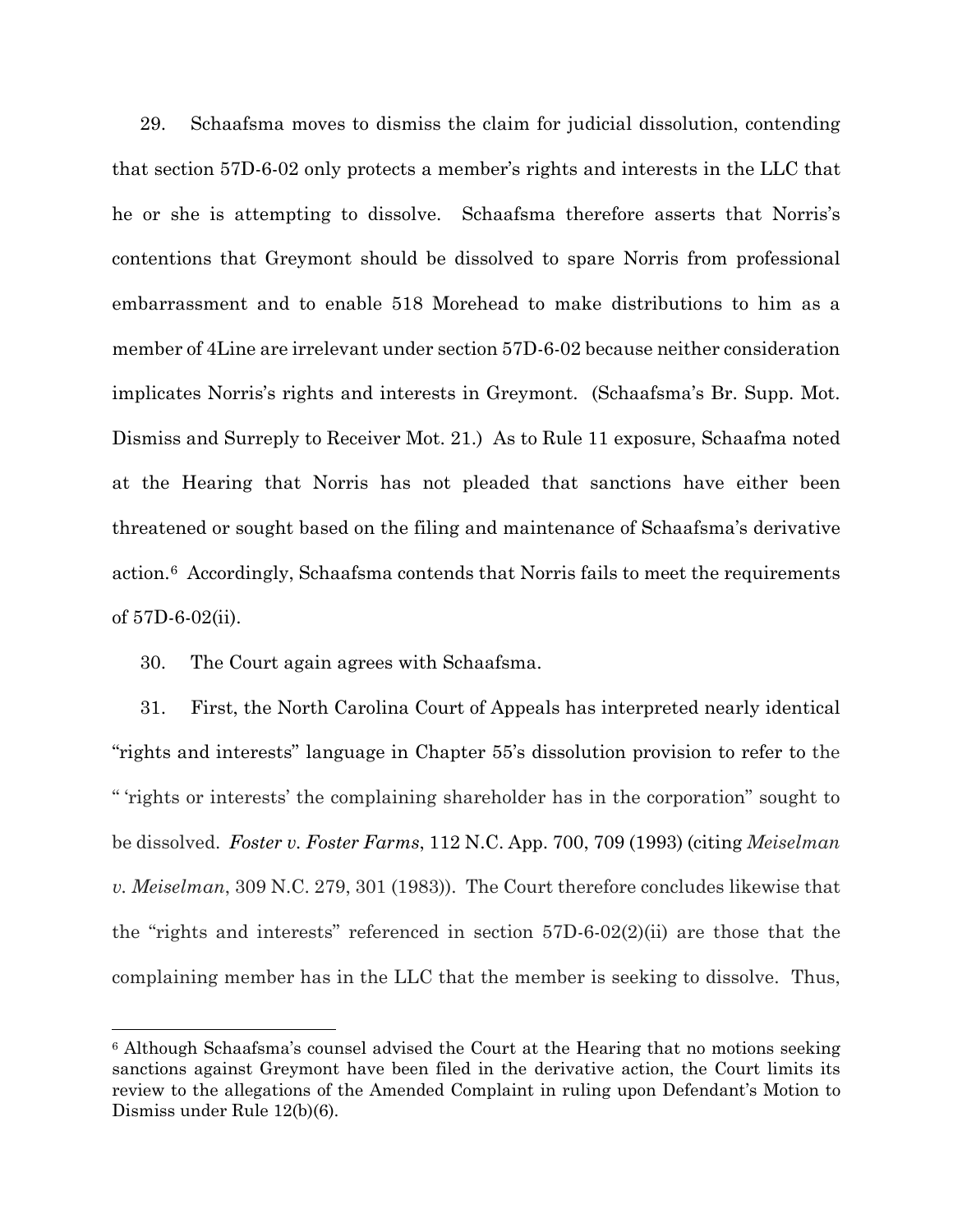29. Schaafsma moves to dismiss the claim for judicial dissolution, contending that section 57D-6-02 only protects a member's rights and interests in the LLC that he or she is attempting to dissolve. Schaafsma therefore asserts that Norris's contentions that Greymont should be dissolved to spare Norris from professional embarrassment and to enable 518 Morehead to make distributions to him as a member of 4Line are irrelevant under section 57D-6-02 because neither consideration implicates Norris's rights and interests in Greymont. (Schaafsma's Br. Supp. Mot. Dismiss and Surreply to Receiver Mot. 21.) As to Rule 11 exposure, Schaafma noted at the Hearing that Norris has not pleaded that sanctions have either been threatened or sought based on the filing and maintenance of Schaafsma's derivative action.[6] Accordingly, Schaafsma contends that Norris fails to meet the requirements of 57D-6-02(ii).

30. The Court again agrees with Schaafsma.

31. First, the North Carolina Court of Appeals has interpreted nearly identical "rights and interests" language in Chapter 55's dissolution provision to refer to the " 'rights or interests' the complaining shareholder has in the corporation" sought to be dissolved. *Foster v. Foster Farms*, 112 N.C. App. 700, 709 (1993) (citing *Meiselman v. Meiselman*, 309 N.C. 279, 301 (1983)). The Court therefore concludes likewise that the "rights and interests" referenced in section 57D-6-02(2)(ii) are those that the complaining member has in the LLC that the member is seeking to dissolve. Thus,

[6] Although Schaafsma's counsel advised the Court at the Hearing that no motions seeking sanctions against Greymont have been filed in the derivative action, the Court limits its review to the allegations of the Amended Complaint in ruling upon Defendant's Motion to Dismiss under Rule 12(b)(6).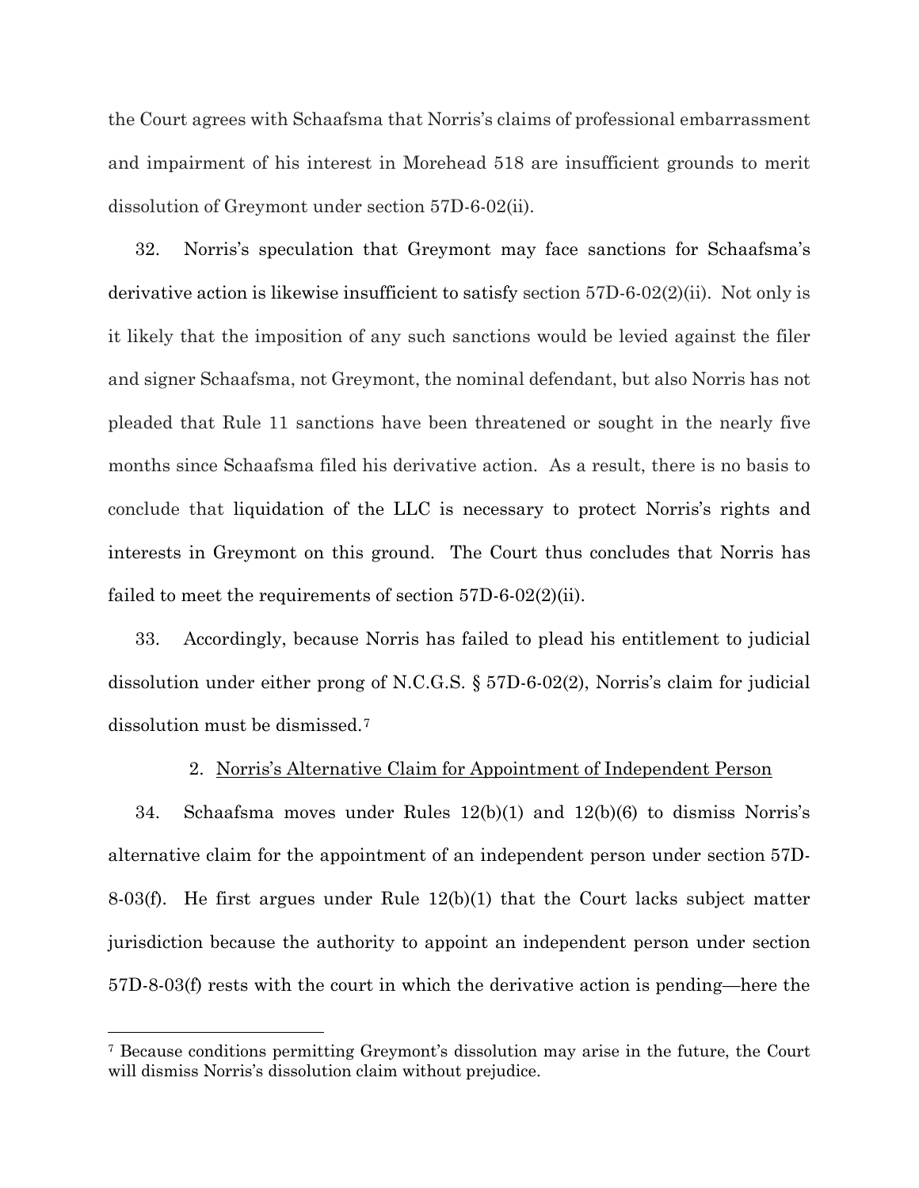the Court agrees with Schaafsma that Norris's claims of professional embarrassment and impairment of his interest in Morehead 518 are insufficient grounds to merit dissolution of Greymont under section 57D-6-02(ii).

32. Norris's speculation that Greymont may face sanctions for Schaafsma's derivative action is likewise insufficient to satisfy section 57D-6-02(2)(ii). Not only is it likely that the imposition of any such sanctions would be levied against the filer and signer Schaafsma, not Greymont, the nominal defendant, but also Norris has not pleaded that Rule 11 sanctions have been threatened or sought in the nearly five months since Schaafsma filed his derivative action. As a result, there is no basis to conclude that liquidation of the LLC is necessary to protect Norris's rights and interests in Greymont on this ground. The Court thus concludes that Norris has failed to meet the requirements of section 57D-6-02(2)(ii).

33. Accordingly, because Norris has failed to plead his entitlement to judicial dissolution under either prong of N.C.G.S. § 57D-6-02(2), Norris's claim for judicial dissolution must be dismissed.[7]

2. <u>Norris's Alternative Claim for Appointment of Independent Person</u>

34. Schaafsma moves under Rules 12(b)(1) and 12(b)(6) to dismiss Norris's alternative claim for the appointment of an independent person under section 57D-8-03(f). He first argues under Rule 12(b)(1) that the Court lacks subject matter jurisdiction because the authority to appoint an independent person under section 57D-8-03(f) rests with the court in which the derivative action is pending—here the

---

[7] Because conditions permitting Greymont's dissolution may arise in the future, the Court will dismiss Norris's dissolution claim without prejudice.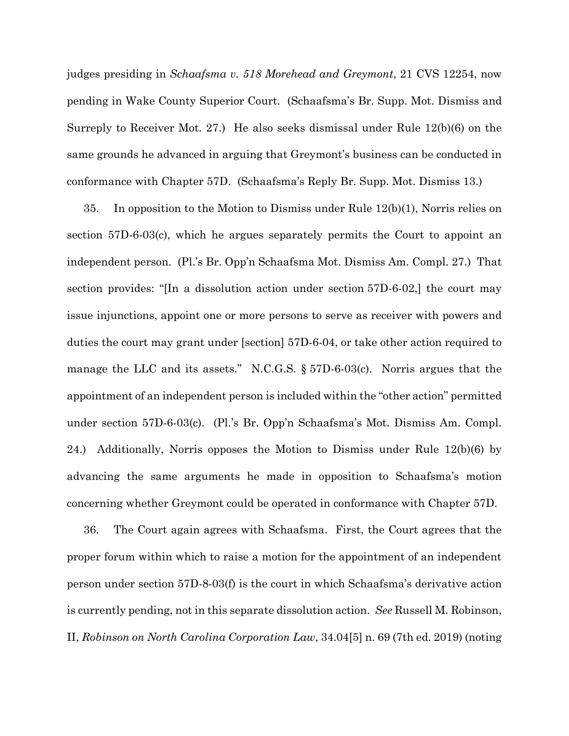judges presiding in *Schaafsma v. 518 Morehead and Greymont*, 21 CVS 12254, now pending in Wake County Superior Court. (Schaafsma's Br. Supp. Mot. Dismiss and Surreply to Receiver Mot. 27.) He also seeks dismissal under Rule 12(b)(6) on the same grounds he advanced in arguing that Greymont's business can be conducted in conformance with Chapter 57D. (Schaafsma's Reply Br. Supp. Mot. Dismiss 13.)

35. In opposition to the Motion to Dismiss under Rule 12(b)(1), Norris relies on section 57D-6-03(c), which he argues separately permits the Court to appoint an independent person. (Pl.'s Br. Opp'n Schaafsma Mot. Dismiss Am. Compl. 27.) That section provides: "[In a dissolution action under section 57D-6-02,] the court may issue injunctions, appoint one or more persons to serve as receiver with powers and duties the court may grant under [section] 57D-6-04, or take other action required to manage the LLC and its assets." N.C.G.S. § 57D-6-03(c). Norris argues that the appointment of an independent person is included within the "other action" permitted under section 57D-6-03(c). (Pl.'s Br. Opp'n Schaafsma's Mot. Dismiss Am. Compl. 24.) Additionally, Norris opposes the Motion to Dismiss under Rule 12(b)(6) by advancing the same arguments he made in opposition to Schaafsma's motion concerning whether Greymont could be operated in conformance with Chapter 57D.

36. The Court again agrees with Schaafsma. First, the Court agrees that the proper forum within which to raise a motion for the appointment of an independent person under section 57D-8-03(f) is the court in which Schaafsma's derivative action is currently pending, not in this separate dissolution action. *See* Russell M. Robinson, II, *Robinson on North Carolina Corporation Law*, 34.04[5] n. 69 (7th ed. 2019) (noting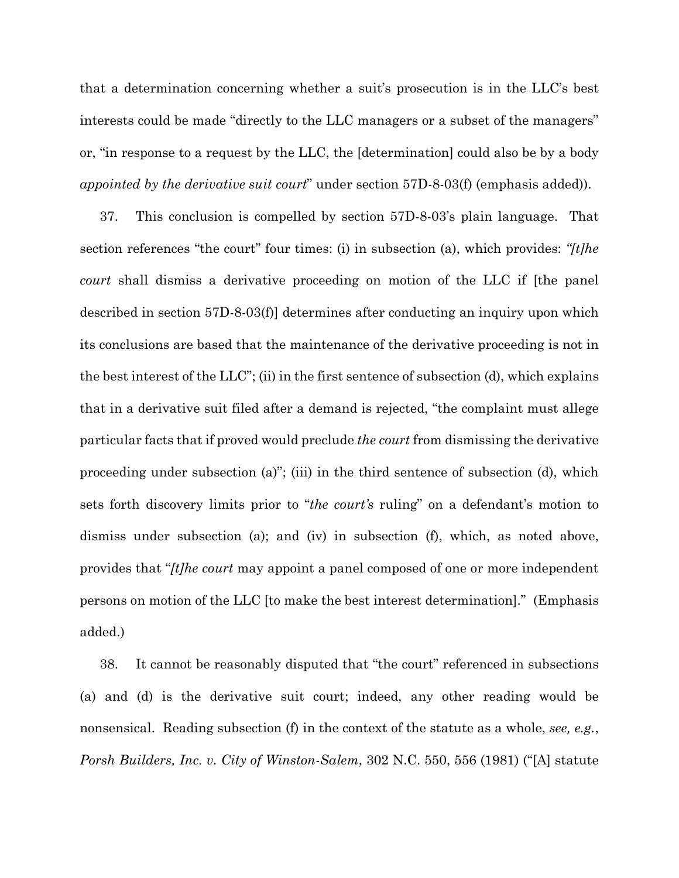that a determination concerning whether a suit's prosecution is in the LLC's best interests could be made "directly to the LLC managers or a subset of the managers" or, "in response to a request by the LLC, the [determination] could also be by a body *appointed by the derivative suit court*" under section 57D-8-03(f) (emphasis added)).

37. This conclusion is compelled by section 57D-8-03's plain language. That section references "the court" four times: (i) in subsection (a), which provides: *"[t]he court* shall dismiss a derivative proceeding on motion of the LLC if [the panel described in section 57D-8-03(f)] determines after conducting an inquiry upon which its conclusions are based that the maintenance of the derivative proceeding is not in the best interest of the LLC"; (ii) in the first sentence of subsection (d), which explains that in a derivative suit filed after a demand is rejected, "the complaint must allege particular facts that if proved would preclude *the court* from dismissing the derivative proceeding under subsection (a)"; (iii) in the third sentence of subsection (d), which sets forth discovery limits prior to "*the court's* ruling" on a defendant's motion to dismiss under subsection (a); and (iv) in subsection (f), which, as noted above, provides that "*[t]he court* may appoint a panel composed of one or more independent persons on motion of the LLC [to make the best interest determination]." (Emphasis added.)

38. It cannot be reasonably disputed that "the court" referenced in subsections (a) and (d) is the derivative suit court; indeed, any other reading would be nonsensical. Reading subsection (f) in the context of the statute as a whole, *see, e.g.*, *Porsh Builders, Inc. v. City of Winston-Salem*, 302 N.C. 550, 556 (1981) ("[A] statute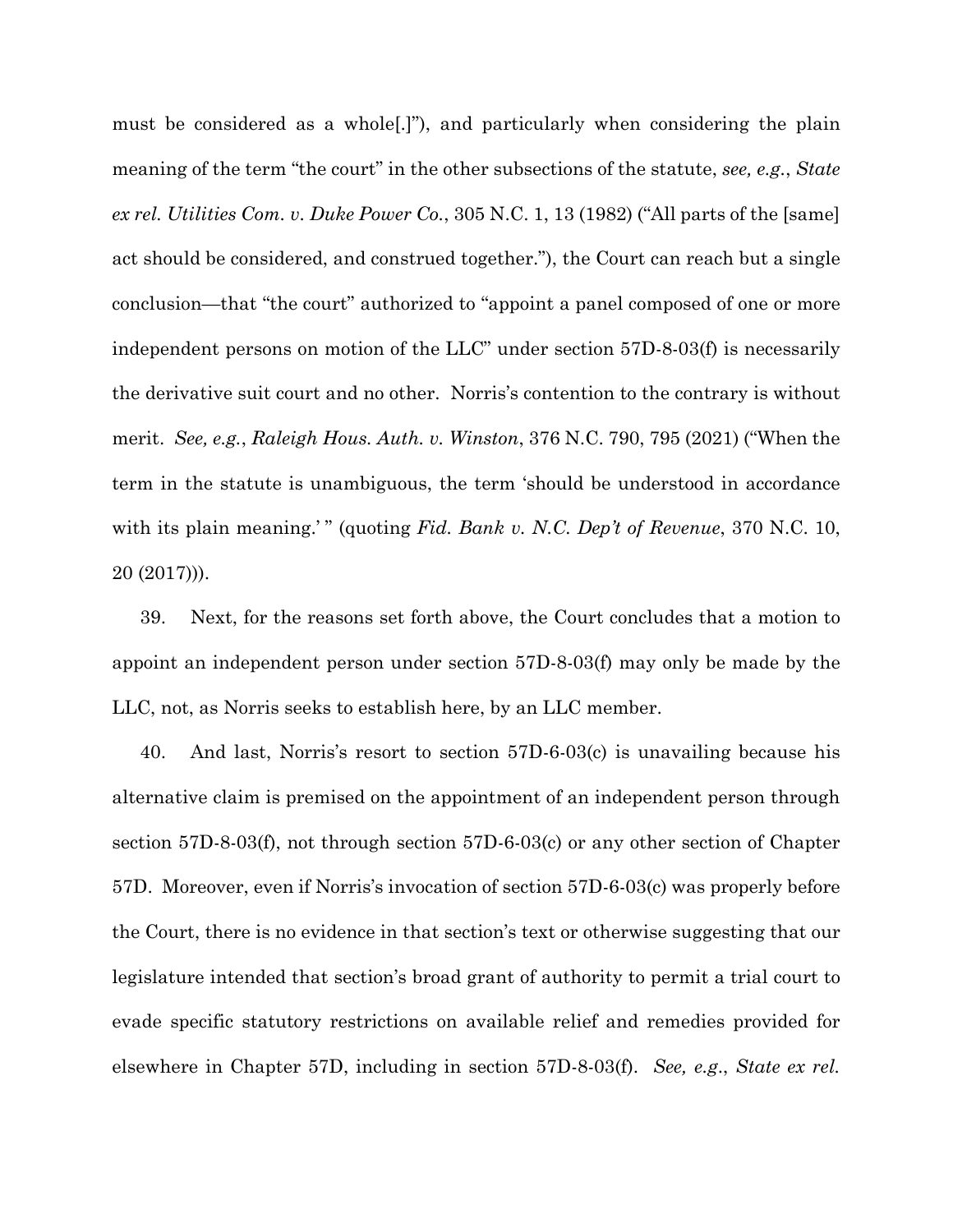must be considered as a whole[.]"), and particularly when considering the plain meaning of the term "the court" in the other subsections of the statute, *see, e.g.*, *State ex rel. Utilities Com. v. Duke Power Co.*, 305 N.C. 1, 13 (1982) ("All parts of the [same] act should be considered, and construed together."), the Court can reach but a single conclusion—that "the court" authorized to "appoint a panel composed of one or more independent persons on motion of the LLC" under section 57D-8-03(f) is necessarily the derivative suit court and no other. Norris's contention to the contrary is without merit. *See, e.g.*, *Raleigh Hous. Auth. v. Winston*, 376 N.C. 790, 795 (2021) ("When the term in the statute is unambiguous, the term 'should be understood in accordance with its plain meaning.' " (quoting *Fid. Bank v. N.C. Dep't of Revenue*, 370 N.C. 10, 20 (2017))).

39. Next, for the reasons set forth above, the Court concludes that a motion to appoint an independent person under section 57D-8-03(f) may only be made by the LLC, not, as Norris seeks to establish here, by an LLC member.

40. And last, Norris's resort to section 57D-6-03(c) is unavailing because his alternative claim is premised on the appointment of an independent person through section 57D-8-03(f), not through section 57D-6-03(c) or any other section of Chapter 57D. Moreover, even if Norris's invocation of section 57D-6-03(c) was properly before the Court, there is no evidence in that section's text or otherwise suggesting that our legislature intended that section's broad grant of authority to permit a trial court to evade specific statutory restrictions on available relief and remedies provided for elsewhere in Chapter 57D, including in section 57D-8-03(f). *See, e.g.*, *State ex rel.*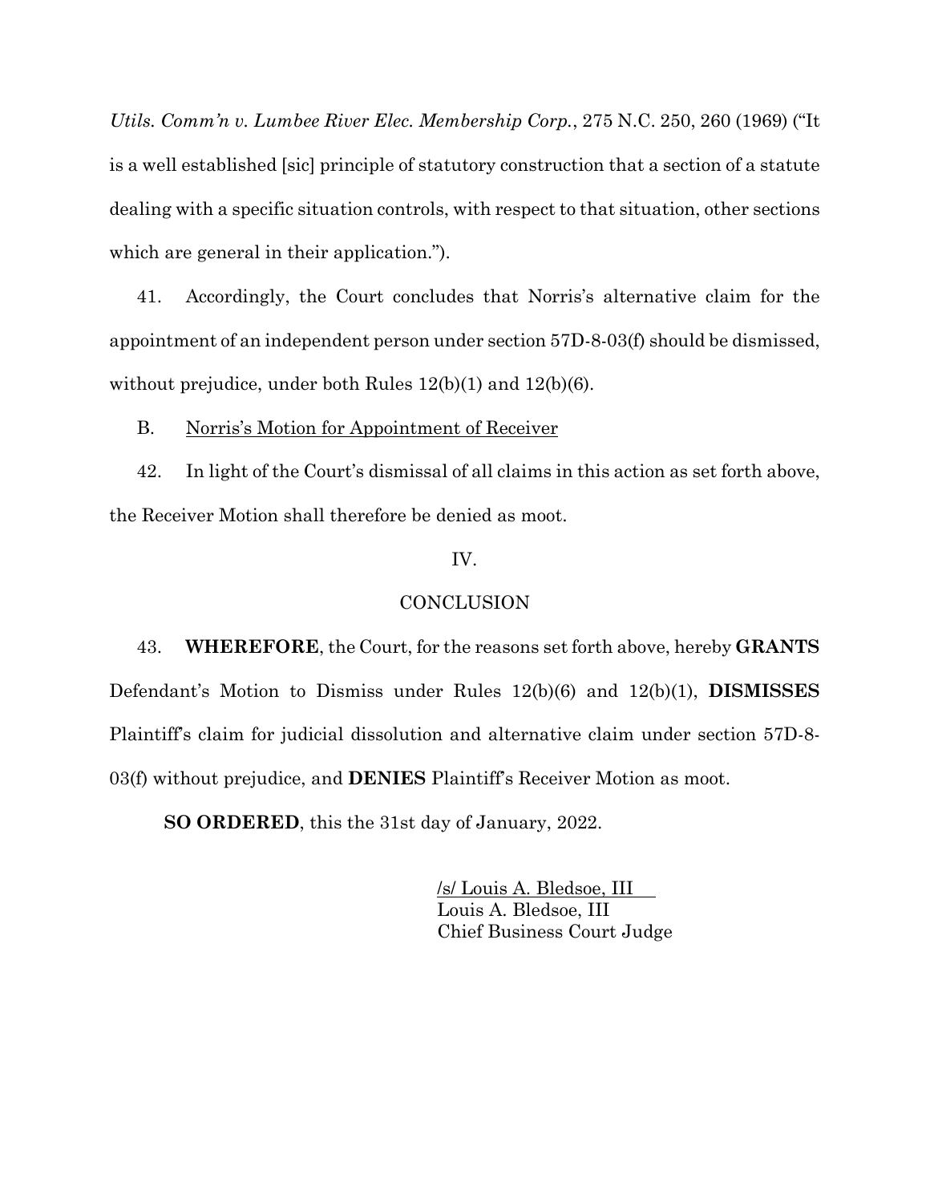*Utils. Comm'n v. Lumbee River Elec. Membership Corp.*, 275 N.C. 250, 260 (1969) ("It is a well established [sic] principle of statutory construction that a section of a statute dealing with a specific situation controls, with respect to that situation, other sections which are general in their application.").

41. Accordingly, the Court concludes that Norris's alternative claim for the appointment of an independent person under section 57D-8-03(f) should be dismissed, without prejudice, under both Rules 12(b)(1) and 12(b)(6).

B. Norris's Motion for Appointment of Receiver

42. In light of the Court's dismissal of all claims in this action as set forth above, the Receiver Motion shall therefore be denied as moot.

## IV.

## CONCLUSION

43. **WHEREFORE**, the Court, for the reasons set forth above, hereby **GRANTS** Defendant's Motion to Dismiss under Rules 12(b)(6) and 12(b)(1), **DISMISSES** Plaintiff's claim for judicial dissolution and alternative claim under section 57D-8-03(f) without prejudice, and **DENIES** Plaintiff's Receiver Motion as moot.

**SO ORDERED**, this the 31st day of January, 2022.

/s/ Louis A. Bledsoe, III
Louis A. Bledsoe, III
Chief Business Court Judge